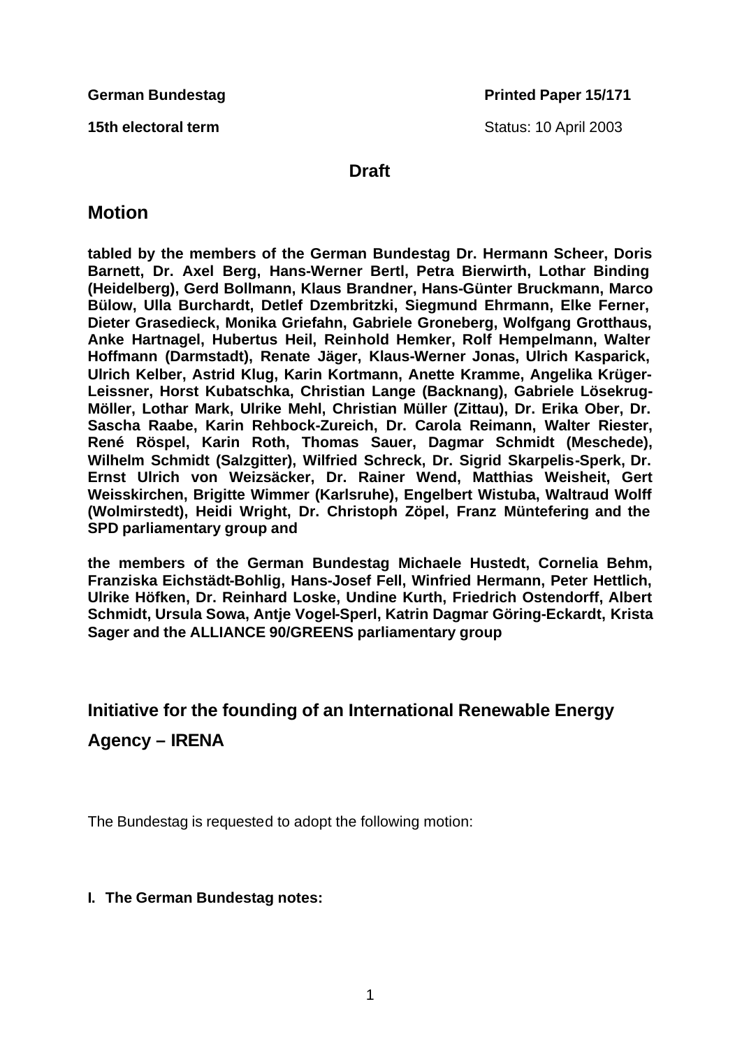**German Bundestag** **Printed Paper 15/171**

**15th electoral term** Status: 10 April 2003

**Draft**

# Motion

**tabled by the members of the German Bundestag Dr. Hermann Scheer, Doris Barnett, Dr. Axel Berg, Hans-Werner Bertl, Petra Bierwirth, Lothar Binding (Heidelberg), Gerd Bollmann, Klaus Brandner, Hans-Günter Bruckmann, Marco Bülow, Ulla Burchardt, Detlef Dzembritzki, Siegmund Ehrmann, Elke Ferner, Dieter Grasedieck, Monika Griefahn, Gabriele Groneberg, Wolfgang Grotthaus, Anke Hartnagel, Hubertus Heil, Reinhold Hemker, Rolf Hempelmann, Walter Hoffmann (Darmstadt), Renate Jäger, Klaus-Werner Jonas, Ulrich Kasparick, Ulrich Kelber, Astrid Klug, Karin Kortmann, Anette Kramme, Angelika Krüger-Leissner, Horst Kubatschka, Christian Lange (Backnang), Gabriele Lösekrug-Möller, Lothar Mark, Ulrike Mehl, Christian Müller (Zittau), Dr. Erika Ober, Dr. Sascha Raabe, Karin Rehbock-Zureich, Dr. Carola Reimann, Walter Riester, René Röspel, Karin Roth, Thomas Sauer, Dagmar Schmidt (Meschede), Wilhelm Schmidt (Salzgitter), Wilfried Schreck, Dr. Sigrid Skarpelis-Sperk, Dr. Ernst Ulrich von Weizsäcker, Dr. Rainer Wend, Matthias Weisheit, Gert Weisskirchen, Brigitte Wimmer (Karlsruhe), Engelbert Wistuba, Waltraud Wolff (Wolmirstedt), Heidi Wright, Dr. Christoph Zöpel, Franz Müntefering and the SPD parliamentary group and**

**the members of the German Bundestag Michaele Hustedt, Cornelia Behm, Franziska Eichstädt-Bohlig, Hans-Josef Fell, Winfried Hermann, Peter Hettlich, Ulrike Höfken, Dr. Reinhard Loske, Undine Kurth, Friedrich Ostendorff, Albert Schmidt, Ursula Sowa, Antje Vogel-Sperl, Katrin Dagmar Göring-Eckardt, Krista Sager and the ALLIANCE 90/GREENS parliamentary group**

## Initiative for the founding of an International Renewable Energy Agency – IRENA

The Bundestag is requested to adopt the following motion:

**I. The German Bundestag notes:**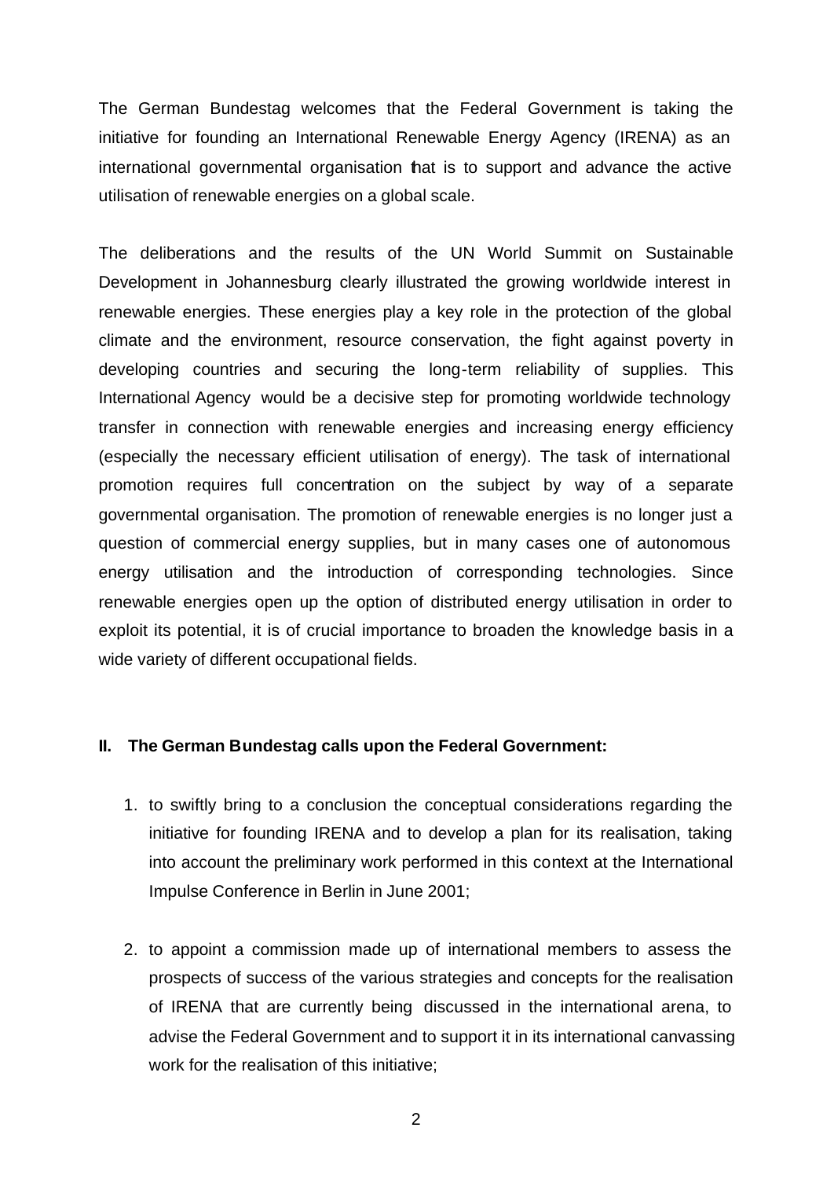The German Bundestag welcomes that the Federal Government is taking the initiative for founding an International Renewable Energy Agency (IRENA) as an international governmental organisation that is to support and advance the active utilisation of renewable energies on a global scale.

The deliberations and the results of the UN World Summit on Sustainable Development in Johannesburg clearly illustrated the growing worldwide interest in renewable energies. These energies play a key role in the protection of the global climate and the environment, resource conservation, the fight against poverty in developing countries and securing the long-term reliability of supplies. This International Agency would be a decisive step for promoting worldwide technology transfer in connection with renewable energies and increasing energy efficiency (especially the necessary efficient utilisation of energy). The task of international promotion requires full concentration on the subject by way of a separate governmental organisation. The promotion of renewable energies is no longer just a question of commercial energy supplies, but in many cases one of autonomous energy utilisation and the introduction of corresponding technologies. Since renewable energies open up the option of distributed energy utilisation in order to exploit its potential, it is of crucial importance to broaden the knowledge basis in a wide variety of different occupational fields.

## II. The German Bundestag calls upon the Federal Government:

1. to swiftly bring to a conclusion the conceptual considerations regarding the initiative for founding IRENA and to develop a plan for its realisation, taking into account the preliminary work performed in this context at the International Impulse Conference in Berlin in June 2001;

2. to appoint a commission made up of international members to assess the prospects of success of the various strategies and concepts for the realisation of IRENA that are currently being discussed in the international arena, to advise the Federal Government and to support it in its international canvassing work for the realisation of this initiative;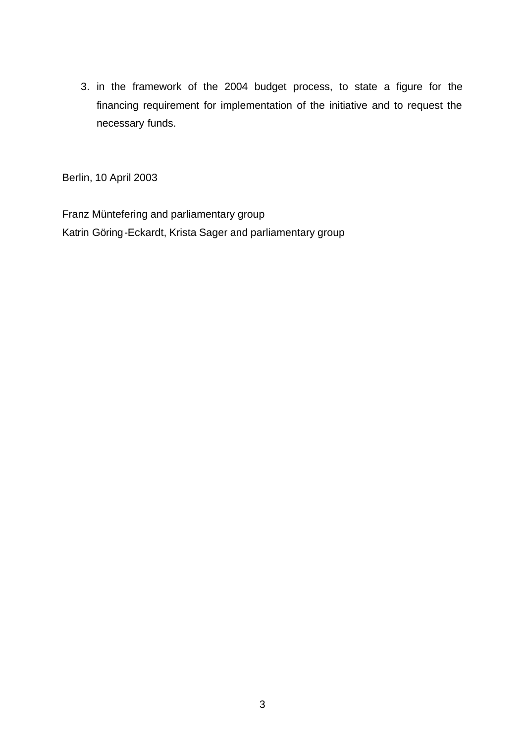3. in the framework of the 2004 budget process, to state a figure for the financing requirement for implementation of the initiative and to request the necessary funds.

Berlin, 10 April 2003

Franz Müntefering and parliamentary group
Katrin Göring-Eckardt, Krista Sager and parliamentary group